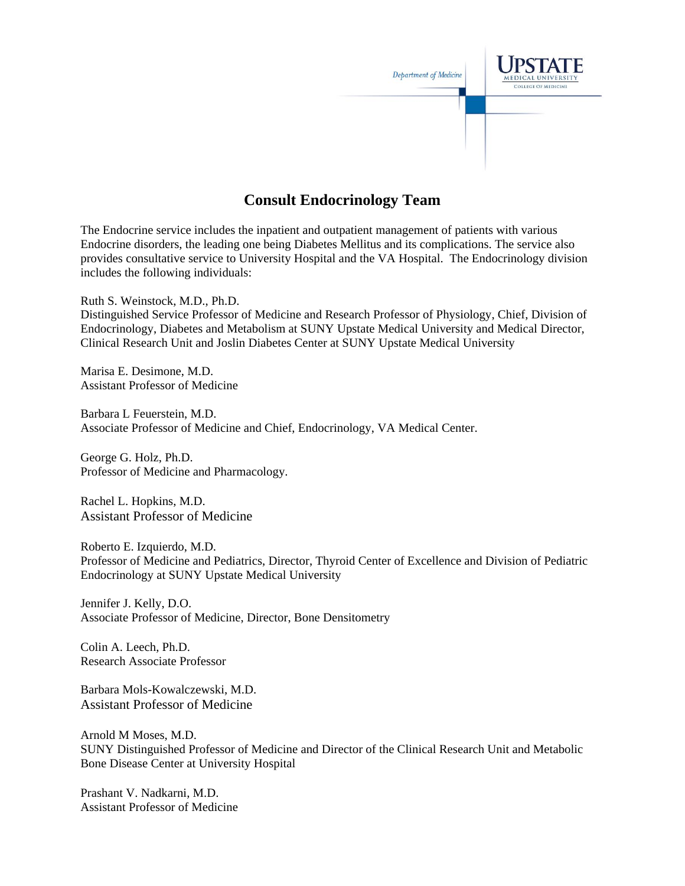# Consult Endocrinology Team

The Endocrine service includes the inpatient and outpatient management of patients with various Endocrine disorders, the leading one being Diabetes Mellitus and its complications. The service also provides consultative service to University Hospital and the VA Hospital. The Endocrinology division includes the following individuals:

Ruth S. Weinstock, M.D., Ph.D.
Distinguished Service Professor of Medicine and Research Professor of Physiology, Chief, Division of Endocrinology, Diabetes and Metabolism at SUNY Upstate Medical University and Medical Director, Clinical Research Unit and Joslin Diabetes Center at SUNY Upstate Medical University

Marisa E. Desimone, M.D.
Assistant Professor of Medicine

Barbara L Feuerstein, M.D.
Associate Professor of Medicine and Chief, Endocrinology, VA Medical Center.

George G. Holz, Ph.D.
Professor of Medicine and Pharmacology.

Rachel L. Hopkins, M.D.
Assistant Professor of Medicine

Roberto E. Izquierdo, M.D.
Professor of Medicine and Pediatrics, Director, Thyroid Center of Excellence and Division of Pediatric Endocrinology at SUNY Upstate Medical University

Jennifer J. Kelly, D.O.
Associate Professor of Medicine, Director, Bone Densitometry

Colin A. Leech, Ph.D.
Research Associate Professor

Barbara Mols-Kowalczewski, M.D.
Assistant Professor of Medicine

Arnold M Moses, M.D.
SUNY Distinguished Professor of Medicine and Director of the Clinical Research Unit and Metabolic Bone Disease Center at University Hospital

Prashant V. Nadkarni, M.D.
Assistant Professor of Medicine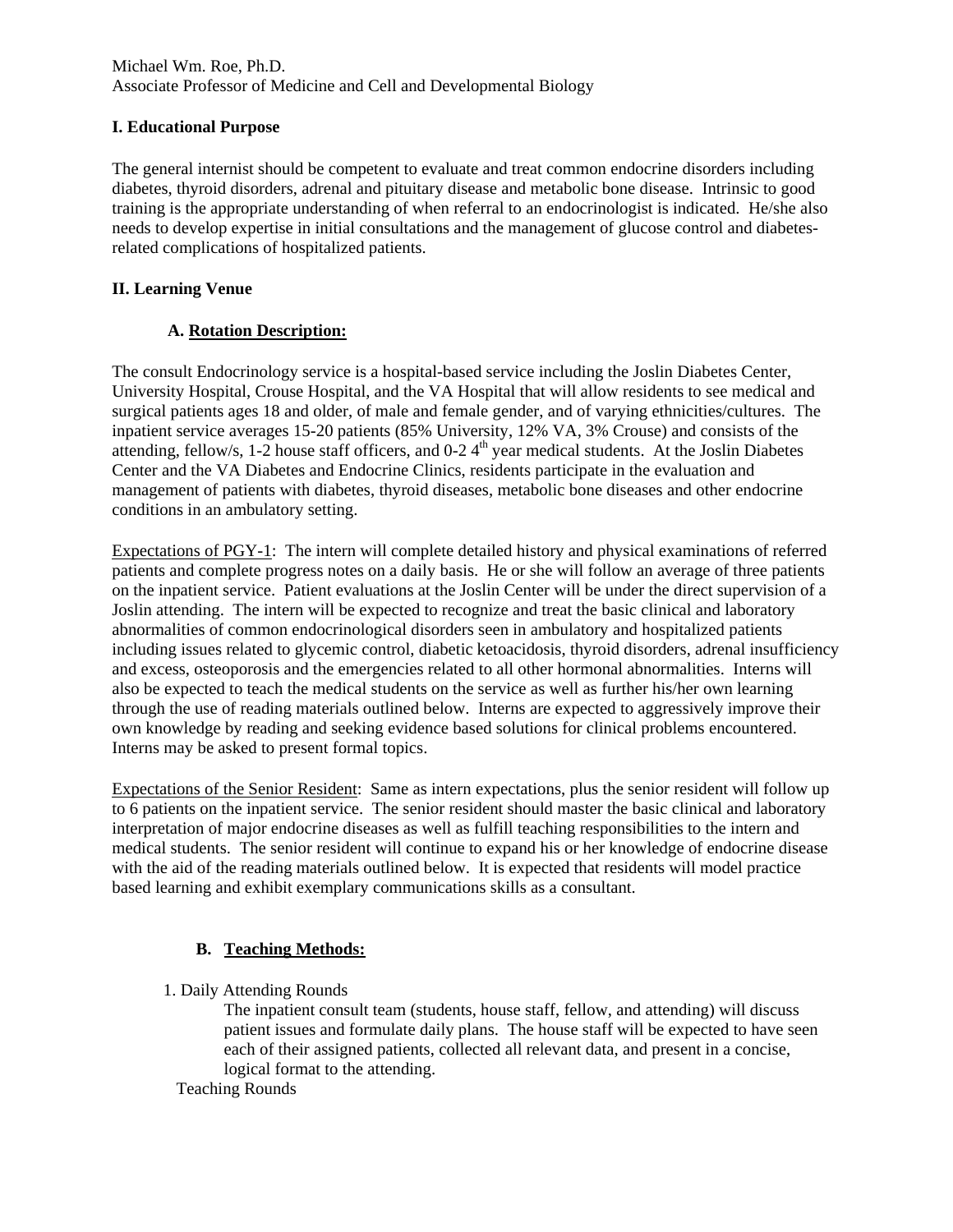Michael Wm. Roe, Ph.D.
Associate Professor of Medicine and Cell and Developmental Biology

**I. Educational Purpose**

The general internist should be competent to evaluate and treat common endocrine disorders including diabetes, thyroid disorders, adrenal and pituitary disease and metabolic bone disease. Intrinsic to good training is the appropriate understanding of when referral to an endocrinologist is indicated. He/she also needs to develop expertise in initial consultations and the management of glucose control and diabetes-related complications of hospitalized patients.

**II. Learning Venue**

**A. Rotation Description:**

The consult Endocrinology service is a hospital-based service including the Joslin Diabetes Center, University Hospital, Crouse Hospital, and the VA Hospital that will allow residents to see medical and surgical patients ages 18 and older, of male and female gender, and of varying ethnicities/cultures. The inpatient service averages 15-20 patients (85% University, 12% VA, 3% Crouse) and consists of the attending, fellow/s, 1-2 house staff officers, and 0-2 4th year medical students. At the Joslin Diabetes Center and the VA Diabetes and Endocrine Clinics, residents participate in the evaluation and management of patients with diabetes, thyroid diseases, metabolic bone diseases and other endocrine conditions in an ambulatory setting.

Expectations of PGY-1: The intern will complete detailed history and physical examinations of referred patients and complete progress notes on a daily basis. He or she will follow an average of three patients on the inpatient service. Patient evaluations at the Joslin Center will be under the direct supervision of a Joslin attending. The intern will be expected to recognize and treat the basic clinical and laboratory abnormalities of common endocrinological disorders seen in ambulatory and hospitalized patients including issues related to glycemic control, diabetic ketoacidosis, thyroid disorders, adrenal insufficiency and excess, osteoporosis and the emergencies related to all other hormonal abnormalities. Interns will also be expected to teach the medical students on the service as well as further his/her own learning through the use of reading materials outlined below. Interns are expected to aggressively improve their own knowledge by reading and seeking evidence based solutions for clinical problems encountered. Interns may be asked to present formal topics.

Expectations of the Senior Resident: Same as intern expectations, plus the senior resident will follow up to 6 patients on the inpatient service. The senior resident should master the basic clinical and laboratory interpretation of major endocrine diseases as well as fulfill teaching responsibilities to the intern and medical students. The senior resident will continue to expand his or her knowledge of endocrine disease with the aid of the reading materials outlined below. It is expected that residents will model practice based learning and exhibit exemplary communications skills as a consultant.

**B. Teaching Methods:**

1. Daily Attending Rounds

   The inpatient consult team (students, house staff, fellow, and attending) will discuss patient issues and formulate daily plans. The house staff will be expected to have seen each of their assigned patients, collected all relevant data, and present in a concise, logical format to the attending.

Teaching Rounds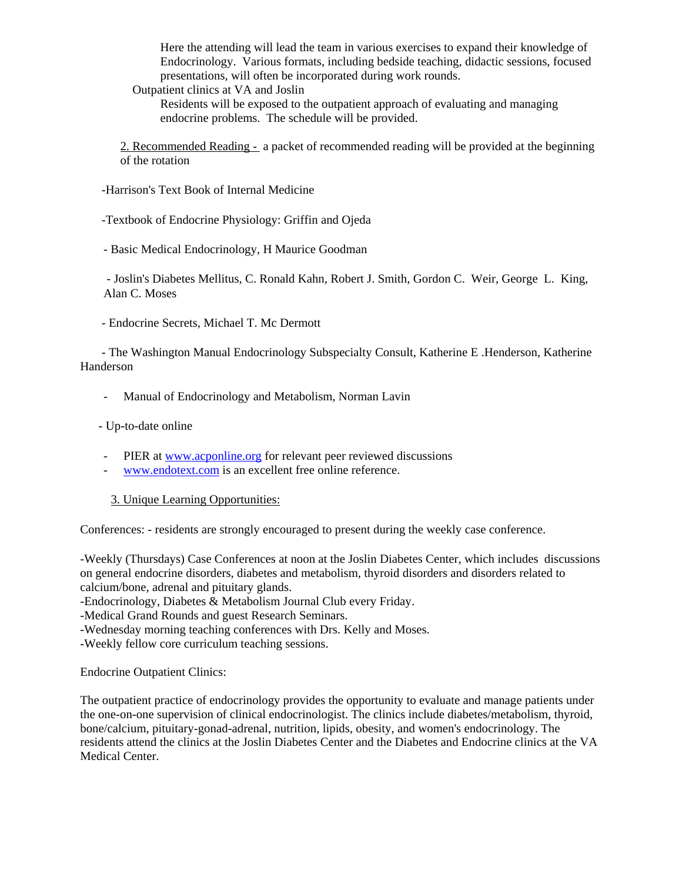Here the attending will lead the team in various exercises to expand their knowledge of Endocrinology. Various formats, including bedside teaching, didactic sessions, focused presentations, will often be incorporated during work rounds.

Outpatient clinics at VA and Joslin

Residents will be exposed to the outpatient approach of evaluating and managing endocrine problems. The schedule will be provided.

2. Recommended Reading - a packet of recommended reading will be provided at the beginning of the rotation

-Harrison's Text Book of Internal Medicine

-Textbook of Endocrine Physiology: Griffin and Ojeda

- Basic Medical Endocrinology, H Maurice Goodman

- Joslin's Diabetes Mellitus, C. Ronald Kahn, Robert J. Smith, Gordon C. Weir, George L. King, Alan C. Moses

- Endocrine Secrets, Michael T. Mc Dermott

- The Washington Manual Endocrinology Subspecialty Consult, Katherine E .Henderson, Katherine Handerson

- Manual of Endocrinology and Metabolism, Norman Lavin

- Up-to-date online

- PIER at www.acponline.org for relevant peer reviewed discussions
- www.endotext.com is an excellent free online reference.

3. Unique Learning Opportunities:

Conferences: - residents are strongly encouraged to present during the weekly case conference.

-Weekly (Thursdays) Case Conferences at noon at the Joslin Diabetes Center, which includes discussions on general endocrine disorders, diabetes and metabolism, thyroid disorders and disorders related to calcium/bone, adrenal and pituitary glands.
-Endocrinology, Diabetes & Metabolism Journal Club every Friday.
-Medical Grand Rounds and guest Research Seminars.
-Wednesday morning teaching conferences with Drs. Kelly and Moses.
-Weekly fellow core curriculum teaching sessions.

Endocrine Outpatient Clinics:

The outpatient practice of endocrinology provides the opportunity to evaluate and manage patients under the one-on-one supervision of clinical endocrinologist. The clinics include diabetes/metabolism, thyroid, bone/calcium, pituitary-gonad-adrenal, nutrition, lipids, obesity, and women's endocrinology. The residents attend the clinics at the Joslin Diabetes Center and the Diabetes and Endocrine clinics at the VA Medical Center.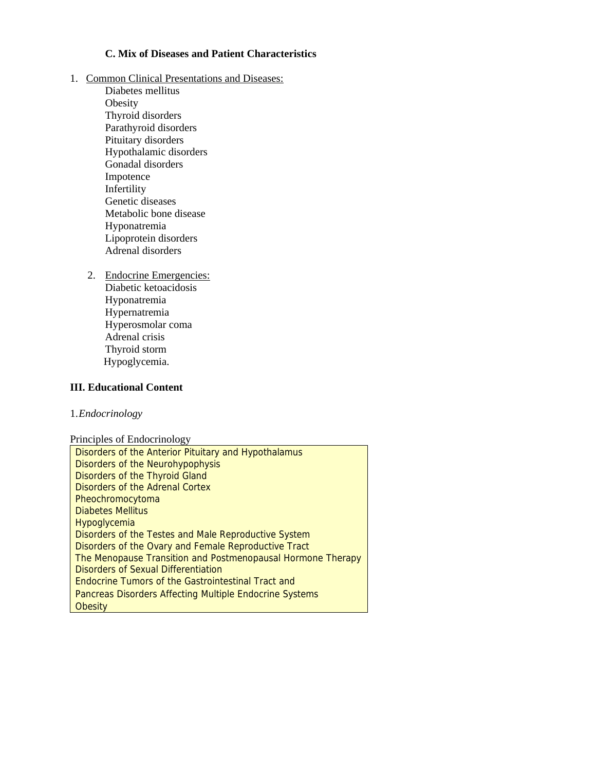### C. Mix of Diseases and Patient Characteristics

1. Common Clinical Presentations and Diseases:
   - Diabetes mellitus
   - Obesity
   - Thyroid disorders
   - Parathyroid disorders
   - Pituitary disorders
   - Hypothalamic disorders
   - Gonadal disorders
   - Impotence
   - Infertility
   - Genetic diseases
   - Metabolic bone disease
   - Hyponatremia
   - Lipoprotein disorders
   - Adrenal disorders

2. Endocrine Emergencies:
   - Diabetic ketoacidosis
   - Hyponatremia
   - Hypernatremia
   - Hyperosmolar coma
   - Adrenal crisis
   - Thyroid storm
   - Hypoglycemia.

## III. Educational Content

1.*Endocrinology*

Principles of Endocrinology

| Disorders of the Anterior Pituitary and Hypothalamus |
|---|
| Disorders of the Neurohypophysis |
| Disorders of the Thyroid Gland |
| Disorders of the Adrenal Cortex |
| Pheochromocytoma |
| Diabetes Mellitus |
| Hypoglycemia |
| Disorders of the Testes and Male Reproductive System |
| Disorders of the Ovary and Female Reproductive Tract |
| The Menopause Transition and Postmenopausal Hormone Therapy |
| Disorders of Sexual Differentiation |
| Endocrine Tumors of the Gastrointestinal Tract and Pancreas |
| Disorders Affecting Multiple Endocrine Systems |
| Obesity |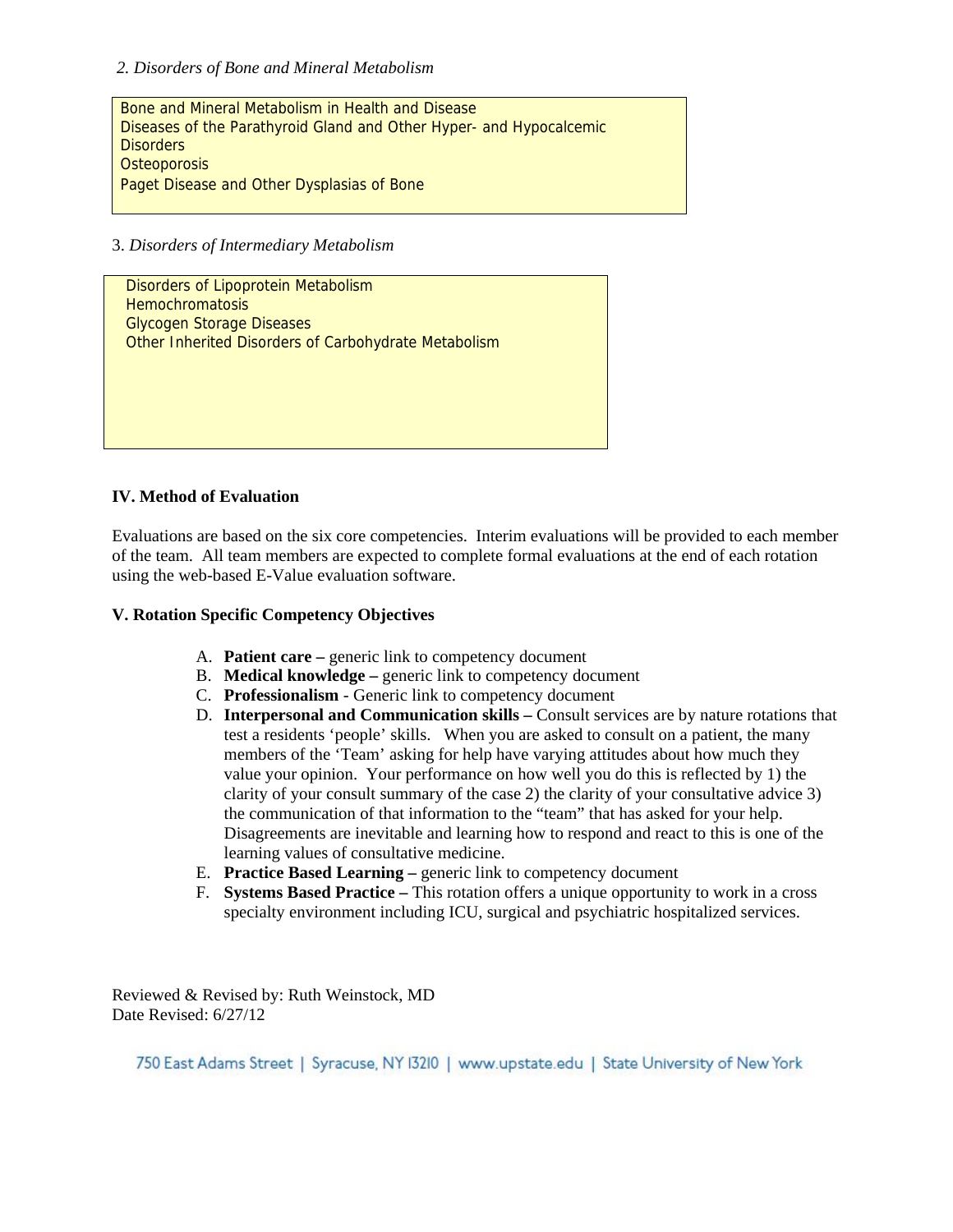*2. Disorders of Bone and Mineral Metabolism*

Bone and Mineral Metabolism in Health and Disease
Diseases of the Parathyroid Gland and Other Hyper- and Hypocalcemic Disorders
Osteoporosis
Paget Disease and Other Dysplasias of Bone

3. *Disorders of Intermediary Metabolism*

Disorders of Lipoprotein Metabolism
Hemochromatosis
Glycogen Storage Diseases
Other Inherited Disorders of Carbohydrate Metabolism

**IV. Method of Evaluation**

Evaluations are based on the six core competencies. Interim evaluations will be provided to each member of the team. All team members are expected to complete formal evaluations at the end of each rotation using the web-based E-Value evaluation software.

**V. Rotation Specific Competency Objectives**

A. **Patient care –** generic link to competency document
B. **Medical knowledge –** generic link to competency document
C. **Professionalism** - Generic link to competency document
D. **Interpersonal and Communication skills –** Consult services are by nature rotations that test a residents 'people' skills. When you are asked to consult on a patient, the many members of the 'Team' asking for help have varying attitudes about how much they value your opinion. Your performance on how well you do this is reflected by 1) the clarity of your consult summary of the case 2) the clarity of your consultative advice 3) the communication of that information to the "team" that has asked for your help. Disagreements are inevitable and learning how to respond and react to this is one of the learning values of consultative medicine.
E. **Practice Based Learning –** generic link to competency document
F. **Systems Based Practice –** This rotation offers a unique opportunity to work in a cross specialty environment including ICU, surgical and psychiatric hospitalized services.

Reviewed & Revised by: Ruth Weinstock, MD
Date Revised: 6/27/12